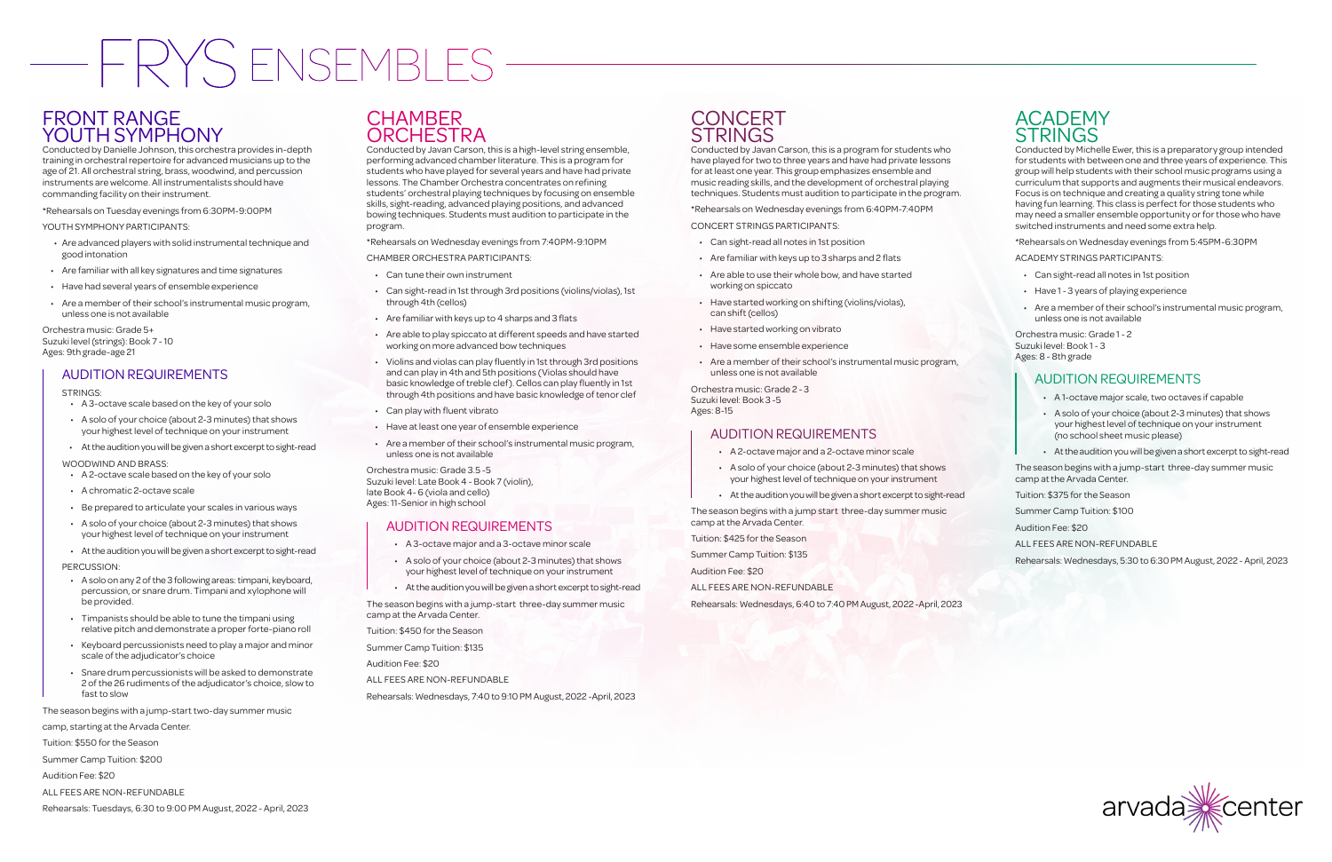# FRYS ENSEMBLES

## FRONT RANGE YOUTH SYMPHONY

Conducted by Danielle Johnson, this orchestra provides in-depth training in orchestral repertoire for advanced musicians up to the age of 21. All orchestral string, brass, woodwind, and percussion instruments are welcome. All instrumentalists should have commanding facility on their instrument.

*Rehearsals on Tuesday evenings from 6:30PM-9:00PM

YOUTH SYMPHONY PARTICIPANTS:

- Are advanced players with solid instrumental technique and good intonation
- Are familiar with all key signatures and time signatures
- Have had several years of ensemble experience
- Are a member of their school's instrumental music program, unless one is not available

Orchestra music: Grade 5+
Suzuki level (strings): Book 7 - 10
Ages: 9th grade-age 21

### AUDITION REQUIREMENTS

STRINGS:

- A 3-octave scale based on the key of your solo
- A solo of your choice (about 2-3 minutes) that shows your highest level of technique on your instrument
- At the audition you will be given a short excerpt to sight-read

WOODWIND AND BRASS:

- A 2-octave scale based on the key of your solo
- A chromatic 2-octave scale
- Be prepared to articulate your scales in various ways
- A solo of your choice (about 2-3 minutes) that shows your highest level of technique on your instrument
- At the audition you will be given a short excerpt to sight-read

PERCUSSION:

- A solo on any 2 of the 3 following areas: timpani, keyboard, percussion, or snare drum. Timpani and xylophone will be provided.
- Timpanists should be able to tune the timpani using relative pitch and demonstrate a proper forte-piano roll
- Keyboard percussionists need to play a major and minor scale of the adjudicator's choice
- Snare drum percussionists will be asked to demonstrate 2 of the 26 rudiments of the adjudicator's choice, slow to fast to slow

The season begins with a jump-start two-day summer music camp, starting at the Arvada Center.

Tuition: $550 for the Season

Summer Camp Tuition: $200

Audition Fee: $20

ALL FEES ARE NON-REFUNDABLE

Rehearsals: Tuesdays, 6:30 to 9:00 PM August, 2022 - April, 2023

## CHAMBER ORCHESTRA

Conducted by Javan Carson, this is a high-level string ensemble, performing advanced chamber literature. This is a program for students who have played for several years and have had private lessons. The Chamber Orchestra concentrates on refining students' orchestral playing techniques by focusing on ensemble skills, sight-reading, advanced playing positions, and advanced bowing techniques. Students must audition to participate in the program.

*Rehearsals on Wednesday evenings from 7:40PM-9:10PM

CHAMBER ORCHESTRA PARTICIPANTS:

- Can tune their own instrument
- Can sight-read in 1st through 3rd positions (violins/violas), 1st through 4th (cellos)
- Are familiar with keys up to 4 sharps and 3 flats
- Are able to play spiccato at different speeds and have started working on more advanced bow techniques
- Violins and violas can play fluently in 1st through 3rd positions and can play in 4th and 5th positions (Violas should have basic knowledge of treble clef). Cellos can play fluently in 1st through 4th positions and have basic knowledge of tenor clef
- Can play with fluent vibrato
- Have at least one year of ensemble experience
- Are a member of their school's instrumental music program, unless one is not available

Orchestra music: Grade 3.5 -5
Suzuki level: Late Book 4 - Book 7 (violin), late Book 4- 6 (viola and cello)
Ages: 11-Senior in high school

### AUDITION REQUIREMENTS

- A 3-octave major and a 3-octave minor scale
- A solo of your choice (about 2-3 minutes) that shows your highest level of technique on your instrument
- At the audition you will be given a short excerpt to sight-read

The season begins with a jump-start three-day summer music camp at the Arvada Center.

Tuition: $450 for the Season

Summer Camp Tuition: $135

Audition Fee: $20

ALL FEES ARE NON-REFUNDABLE

Rehearsals: Wednesdays, 7:40 to 9:10 PM August, 2022 -April, 2023

## CONCERT STRINGS

Conducted by Javan Carson, this is a program for students who have played for two to three years and have had private lessons for at least one year. This group emphasizes ensemble and music reading skills, and the development of orchestral playing techniques. Students must audition to participate in the program.

*Rehearsals on Wednesday evenings from 6:40PM-7:40PM

CONCERT STRINGS PARTICIPANTS:

- Can sight-read all notes in 1st position
- Are familiar with keys up to 3 sharps and 2 flats
- Are able to use their whole bow, and have started working on spiccato
- Have started working on shifting (violins/violas), can shift (cellos)
- Have started working on vibrato
- Have some ensemble experience
- Are a member of their school's instrumental music program, unless one is not available

Orchestra music: Grade 2 - 3
Suzuki level: Book 3 -5
Ages: 8-15

### AUDITION REQUIREMENTS

- A 2-octave major and a 2-octave minor scale
- A solo of your choice (about 2-3 minutes) that shows your highest level of technique on your instrument
- At the audition you will be given a short excerpt to sight-read

The season begins with a jump start three-day summer music camp at the Arvada Center.

Tuition: $425 for the Season

Summer Camp Tuition: $135

Audition Fee: $20

ALL FEES ARE NON-REFUNDABLE

Rehearsals: Wednesdays, 6:40 to 7:40 PM August, 2022 -April, 2023

## ACADEMY STRINGS

Conducted by Michelle Ewer, this is a preparatory group intended for students with between one and three years of experience. This group will help students with their school music programs using a curriculum that supports and augments their musical endeavors. Focus is on technique and creating a quality string tone while having fun learning. This class is perfect for those students who may need a smaller ensemble opportunity or for those who have switched instruments and need some extra help.

*Rehearsals on Wednesday evenings from 5:45PM-6:30PM

ACADEMY STRINGS PARTICIPANTS:

- Can sight-read all notes in 1st position
- Have 1 - 3 years of playing experience
- Are a member of their school's instrumental music program, unless one is not available

Orchestra music: Grade 1 - 2
Suzuki level: Book 1 - 3
Ages: 8 - 8th grade

### AUDITION REQUIREMENTS

- A 1-octave major scale, two octaves if capable
- A solo of your choice (about 2-3 minutes) that shows your highest level of technique on your instrument (no school sheet music please)
- At the audition you will be given a short excerpt to sight-read

The season begins with a jump-start three-day summer music camp at the Arvada Center.

Tuition: $375 for the Season

Summer Camp Tuition: $100

Audition Fee: $20

ALL FEES ARE NON-REFUNDABLE

Rehearsals: Wednesdays, 5:30 to 6:30 PM August, 2022 - April, 2023

arvada center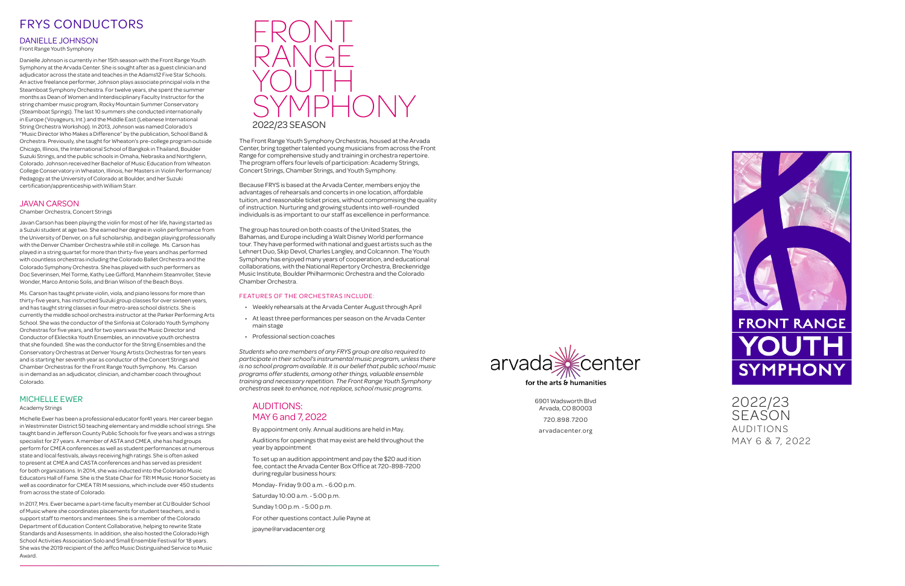# FRYS CONDUCTORS

## DANIELLE JOHNSON

Front Range Youth Symphony

Danielle Johnson is currently in her 15th season with the Front Range Youth Symphony at the Arvada Center. She is sought after as a guest clinician and adjudicator across the state and teaches in the Adams12 Five Star Schools. An active freelance performer, Johnson plays associate principal viola in the Steamboat Symphony Orchestra. For twelve years, she spent the summer months as Dean of Women and Interdisciplinary Faculty Instructor for the string chamber music program, Rocky Mountain Summer Conservatory (Steamboat Springs). The last 10 summers she conducted internationally in Europe (Voyageurs, Int.) and the Middle East (Lebanese International String Orchestra Workshop). In 2013, Johnson was named Colorado's "Music Director Who Makes a Difference" by the publication, School Band & Orchestra. Previously, she taught for Wheaton's pre-college program outside Chicago, Illinois, the International School of Bangkok in Thailand, Boulder Suzuki Strings, and the public schools in Omaha, Nebraska and Northglenn, Colorado. Johnson received her Bachelor of Music Education from Wheaton College Conservatory in Wheaton, Illinois, her Masters in Violin Performance/ Pedagogy at the University of Colorado at Boulder, and her Suzuki certification/apprenticeship with William Starr.

## JAVAN CARSON

Chamber Orchestra, Concert Strings

Javan Carson has been playing the violin for most of her life, having started as a Suzuki student at age two. She earned her degree in violin performance from the University of Denver, on a full scholarship, and began playing professionally with the Denver Chamber Orchestra while still in college. Ms. Carson has played in a string quartet for more than thirty-five years and has performed with countless orchestras including the Colorado Ballet Orchestra and the Colorado Symphony Orchestra. She has played with such performers as Doc Severinsen, Mel Torme, Kathy Lee Gifford, Mannheim Steamroller, Stevie Wonder, Marco Antonio Solis, and Brian Wilson of the Beach Boys.

Ms. Carson has taught private violin, viola, and piano lessons for more than thirty-five years, has instructed Suzuki group classes for over sixteen years, and has taught string classes in four metro-area school districts. She is currently the middle school orchestra instructor at the Parker Performing Arts School. She was the conductor of the Sinfonia at Colorado Youth Symphony Orchestras for five years, and for two years was the Music Director and Conductor of Eklectika Youth Ensembles, an innovative youth orchestra that she founded. She was the conductor for the String Ensembles and the Conservatory Orchestras at Denver Young Artists Orchestras for ten years and is starting her seventh year as conductor of the Concert Strings and Chamber Orchestras for the Front Range Youth Symphony. Ms. Carson is in demand as an adjudicator, clinician, and chamber coach throughout Colorado.

## MICHELLE EWER

Academy Strings

Michelle Ewer has been a professional educator for41 years. Her career began in Westminster District 50 teaching elementary and middle school strings. She taught band in Jefferson County Public Schools for five years and was a strings specialist for 27 years. A member of ASTA and CMEA, she has had groups perform for CMEA conferences as well as student performances at numerous state and local festivals, always receiving high ratings. She is often asked to present at CMEA and CASTA conferences and has served as president for both organizations. In 2014, she was inducted into the Colorado Music Educators Hall of Fame. She is the State Chair for TRI M Music Honor Society as well as coordinator for CMEA TRI M sessions, which include over 450 students from across the state of Colorado.

In 2017, Mrs. Ewer became a part-time faculty member at CU Boulder School of Music where she coordinates placements for student teachers, and is support staff to mentors and mentees. She is a member of the Colorado Department of Education Content Collaborative, helping to rewrite State Standards and Assessments. In addition, she also hosted the Colorado High School Activities Association Solo and Small Ensemble Festival for 18 years. She was the 2019 recipient of the Jeffco Music Distinguished Service to Music Award.

# FRONT RANGE YOUTH SYMPHONY

2022/23 SEASON

The Front Range Youth Symphony Orchestras, housed at the Arvada Center, bring together talented young musicians from across the Front Range for comprehensive study and training in orchestra repertoire. The program offers four levels of participation: Academy Strings, Concert Strings, Chamber Strings, and Youth Symphony.

Because FRYS is based at the Arvada Center, members enjoy the advantages of rehearsals and concerts in one location, affordable tuition, and reasonable ticket prices, without compromising the quality of instruction. Nurturing and growing students into well-rounded individuals is as important to our staff as excellence in performance.

The group has toured on both coasts of the United States, the Bahamas, and Europe including a Walt Disney World performance tour. They have performed with national and guest artists such as the Lehnert Duo, Skip Devol, Charles Langley, and Colcannon. The Youth Symphony has enjoyed many years of cooperation, and educational collaborations, with the National Repertory Orchestra, Breckenridge Music Institute, Boulder Philharmonic Orchestra and the Colorado Chamber Orchestra.

### FEATURES OF THE ORCHESTRAS INCLUDE:

- Weekly rehearsals at the Arvada Center August through April
- At least three performances per season on the Arvada Center main stage
- Professional section coaches

*Students who are members of any FRYS group are also required to participate in their school's instrumental music program, unless there is no school program available. It is our belief that public school music programs offer students, among other things, valuable ensemble training and necessary repetition. The Front Range Youth Symphony orchestras seek to enhance, not replace, school music programs.*

## AUDITIONS: MAY 6 and 7, 2022

By appointment only. Annual auditions are held in May.

Auditions for openings that may exist are held throughout the year by appointment

To set up an audition appointment and pay the $20 aud ition fee, contact the Arvada Center Box Office at 720-898-7200 during regular business hours:

Monday- Friday 9:00 a.m. - 6:00 p.m.

Saturday 10:00 a.m. - 5:00 p.m.

Sunday 1:00 p.m. - 5:00 p.m.

For other questions contact Julie Payne at

jpayne@arvadacenter.org

arvada center
for the arts & humanities

6901 Wadsworth Blvd
Arvada, CO 80003

720.898.7200

arvadacenter.org

FRONT RANGE
YOUTH
SYMPHONY

2022/23
SEASON
AUDITIONS
MAY 6 & 7, 2022